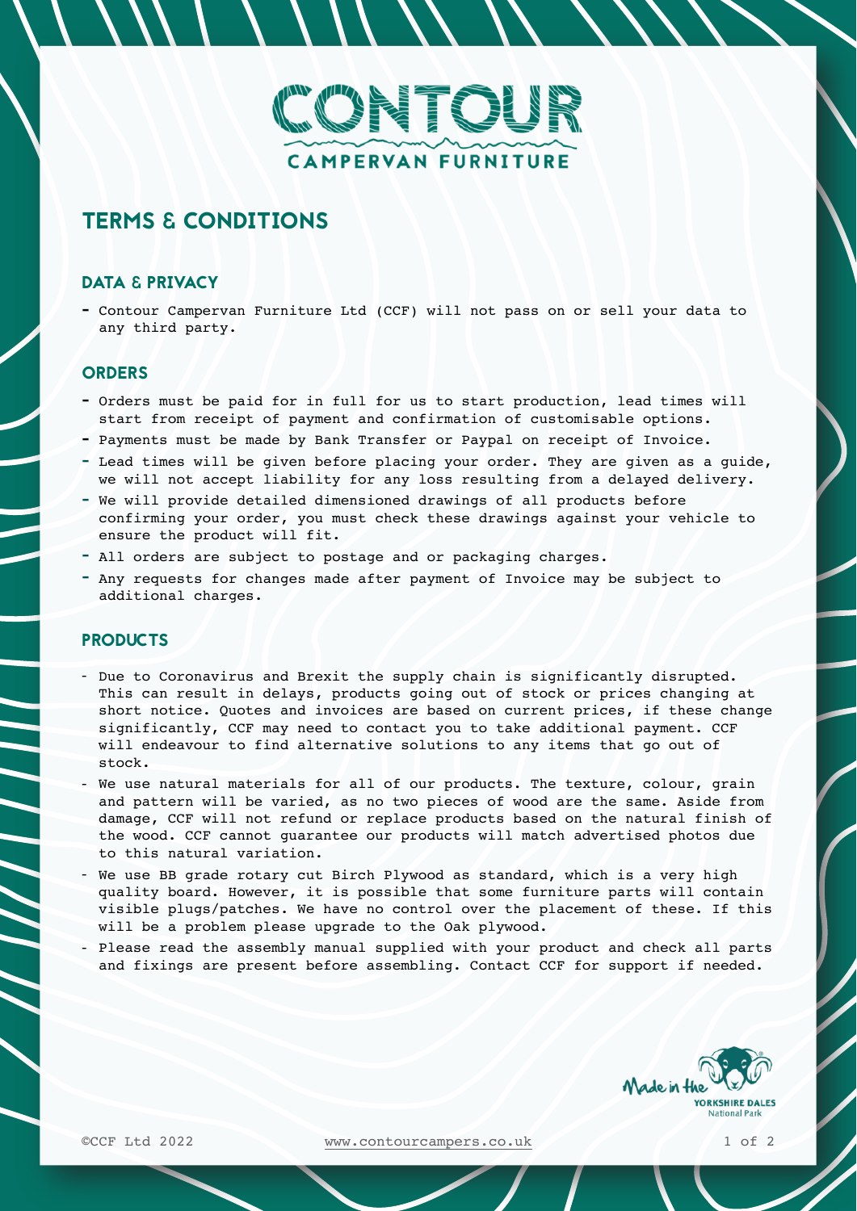# CONTOUR CAMPERVAN FURNITURE

## TERMS & CONDITIONS

### DATA & PRIVACY

- Contour Campervan Furniture Ltd (CCF) will not pass on or sell your data to any third party.

### ORDERS

- Orders must be paid for in full for us to start production, lead times will start from receipt of payment and confirmation of customisable options.
- Payments must be made by Bank Transfer or Paypal on receipt of Invoice.
- Lead times will be given before placing your order. They are given as a guide, we will not accept liability for any loss resulting from a delayed delivery.
- We will provide detailed dimensioned drawings of all products before confirming your order, you must check these drawings against your vehicle to ensure the product will fit.
- All orders are subject to postage and or packaging charges.
- Any requests for changes made after payment of Invoice may be subject to additional charges.

### PRODUCTS

- Due to Coronavirus and Brexit the supply chain is significantly disrupted. This can result in delays, products going out of stock or prices changing at short notice. Quotes and invoices are based on current prices, if these change significantly, CCF may need to contact you to take additional payment. CCF will endeavour to find alternative solutions to any items that go out of stock.
- We use natural materials for all of our products. The texture, colour, grain and pattern will be varied, as no two pieces of wood are the same. Aside from damage, CCF will not refund or replace products based on the natural finish of the wood. CCF cannot guarantee our products will match advertised photos due to this natural variation.
- We use BB grade rotary cut Birch Plywood as standard, which is a very high quality board. However, it is possible that some furniture parts will contain visible plugs/patches. We have no control over the placement of these. If this will be a problem please upgrade to the Oak plywood.
- Please read the assembly manual supplied with your product and check all parts and fixings are present before assembling. Contact CCF for support if needed.

Made in the YORKSHIRE DALES National Park

©CCF Ltd 2022 www.contourcampers.co.uk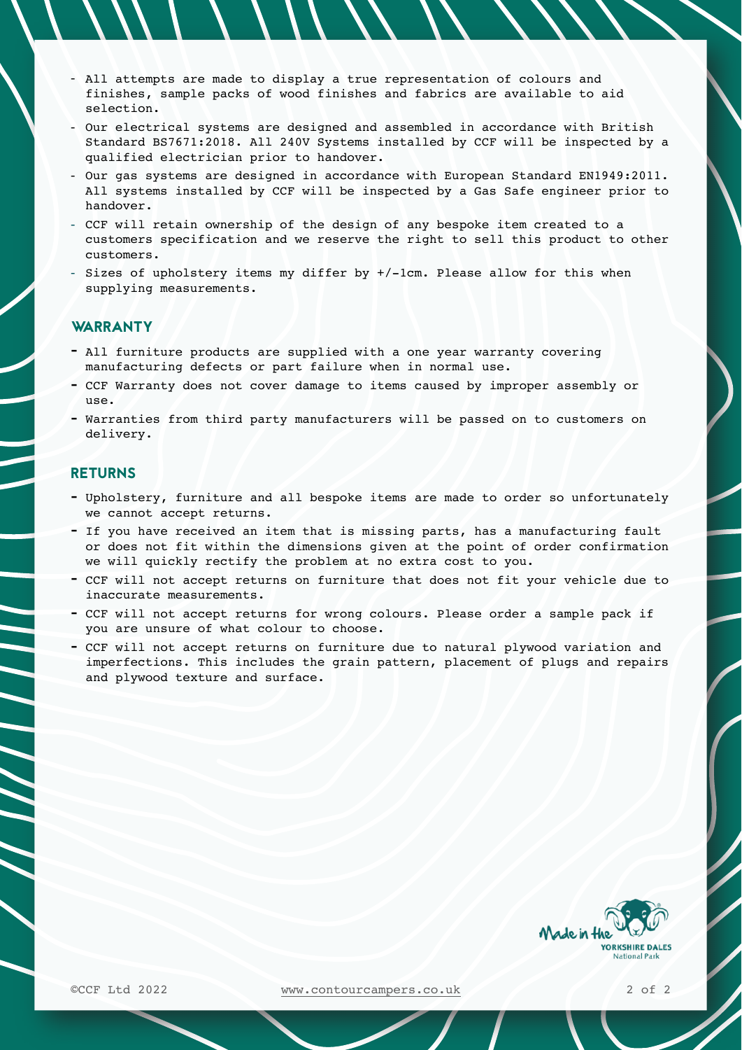- All attempts are made to display a true representation of colours and finishes, sample packs of wood finishes and fabrics are available to aid selection.
- Our electrical systems are designed and assembled in accordance with British Standard BS7671:2018. All 240V Systems installed by CCF will be inspected by a qualified electrician prior to handover.
- Our gas systems are designed in accordance with European Standard EN1949:2011. All systems installed by CCF will be inspected by a Gas Safe engineer prior to handover.
- CCF will retain ownership of the design of any bespoke item created to a customers specification and we reserve the right to sell this product to other customers.
- Sizes of upholstery items my differ by +/-1cm. Please allow for this when supplying measurements.

## WARRANTY

- All furniture products are supplied with a one year warranty covering manufacturing defects or part failure when in normal use.
- CCF Warranty does not cover damage to items caused by improper assembly or use.
- Warranties from third party manufacturers will be passed on to customers on delivery.

## RETURNS

- Upholstery, furniture and all bespoke items are made to order so unfortunately we cannot accept returns.
- If you have received an item that is missing parts, has a manufacturing fault or does not fit within the dimensions given at the point of order confirmation we will quickly rectify the problem at no extra cost to you.
- CCF will not accept returns on furniture that does not fit your vehicle due to inaccurate measurements.
- CCF will not accept returns for wrong colours. Please order a sample pack if you are unsure of what colour to choose.
- CCF will not accept returns on furniture due to natural plywood variation and imperfections. This includes the grain pattern, placement of plugs and repairs and plywood texture and surface.

Made in the YORKSHIRE DALES National Park

©CCF Ltd 2022 www.contourcampers.co.uk